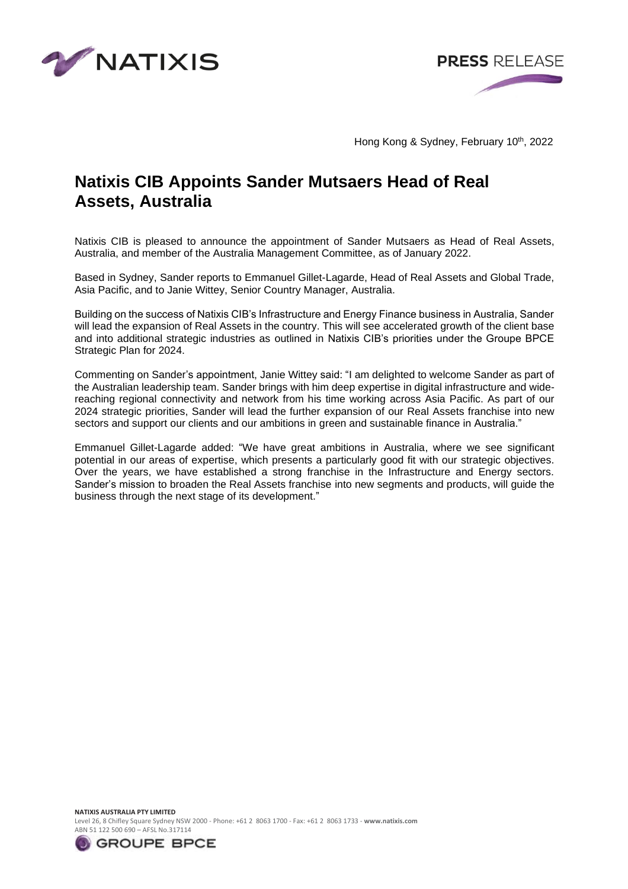NATIXIS

**PRESS** RELEASE

Hong Kong & Sydney, February 10th, 2022

# Natixis CIB Appoints Sander Mutsaers Head of Real Assets, Australia

Natixis CIB is pleased to announce the appointment of Sander Mutsaers as Head of Real Assets, Australia, and member of the Australia Management Committee, as of January 2022.

Based in Sydney, Sander reports to Emmanuel Gillet-Lagarde, Head of Real Assets and Global Trade, Asia Pacific, and to Janie Wittey, Senior Country Manager, Australia.

Building on the success of Natixis CIB's Infrastructure and Energy Finance business in Australia, Sander will lead the expansion of Real Assets in the country. This will see accelerated growth of the client base and into additional strategic industries as outlined in Natixis CIB's priorities under the Groupe BPCE Strategic Plan for 2024.

Commenting on Sander's appointment, Janie Wittey said: "I am delighted to welcome Sander as part of the Australian leadership team. Sander brings with him deep expertise in digital infrastructure and wide-reaching regional connectivity and network from his time working across Asia Pacific. As part of our 2024 strategic priorities, Sander will lead the further expansion of our Real Assets franchise into new sectors and support our clients and our ambitions in green and sustainable finance in Australia."

Emmanuel Gillet-Lagarde added: "We have great ambitions in Australia, where we see significant potential in our areas of expertise, which presents a particularly good fit with our strategic objectives. Over the years, we have established a strong franchise in the Infrastructure and Energy sectors. Sander's mission to broaden the Real Assets franchise into new segments and products, will guide the business through the next stage of its development."

**NATIXIS AUSTRALIA PTY LIMITED**
Level 26, 8 Chifley Square Sydney NSW 2000 - Phone: +61 2 8063 1700 - Fax: +61 2 8063 1733 - **www.natixis.com**
ABN 51 122 500 690 – AFSL No.317114

GROUPE BPCE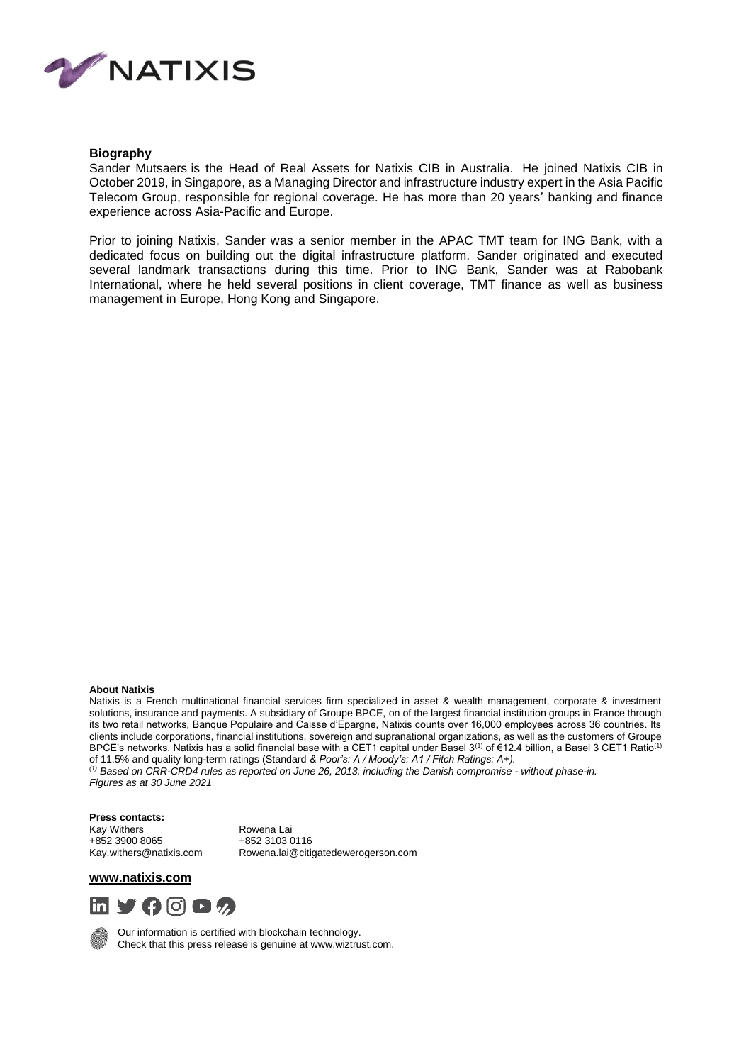**Biography**

Sander Mutsaers is the Head of Real Assets for Natixis CIB in Australia. He joined Natixis CIB in October 2019, in Singapore, as a Managing Director and infrastructure industry expert in the Asia Pacific Telecom Group, responsible for regional coverage. He has more than 20 years' banking and finance experience across Asia-Pacific and Europe.

Prior to joining Natixis, Sander was a senior member in the APAC TMT team for ING Bank, with a dedicated focus on building out the digital infrastructure platform. Sander originated and executed several landmark transactions during this time. Prior to ING Bank, Sander was at Rabobank International, where he held several positions in client coverage, TMT finance as well as business management in Europe, Hong Kong and Singapore.

**About Natixis**

Natixis is a French multinational financial services firm specialized in asset & wealth management, corporate & investment solutions, insurance and payments. A subsidiary of Groupe BPCE, on of the largest financial institution groups in France through its two retail networks, Banque Populaire and Caisse d'Epargne, Natixis counts over 16,000 employees across 36 countries. Its clients include corporations, financial institutions, sovereign and supranational organizations, as well as the customers of Groupe BPCE's networks. Natixis has a solid financial base with a CET1 capital under Basel 3[1] of €12.4 billion, a Basel 3 CET1 Ratio[1] of 11.5% and quality long-term ratings (Standard *& Poor's: A / Moody's: A1 / Fitch Ratings: A+).*

*[1] Based on CRR-CRD4 rules as reported on June 26, 2013, including the Danish compromise - without phase-in.*
*Figures as at 30 June 2021*

**Press contacts:**

| | |
|---|---|
| Kay Withers | Rowena Lai |
| +852 3900 8065 | +852 3103 0116 |
| Kay.withers@natixis.com | Rowena.lai@citigatedewerogerson.com |

**www.natixis.com**

Our information is certified with blockchain technology.
Check that this press release is genuine at www.wiztrust.com.